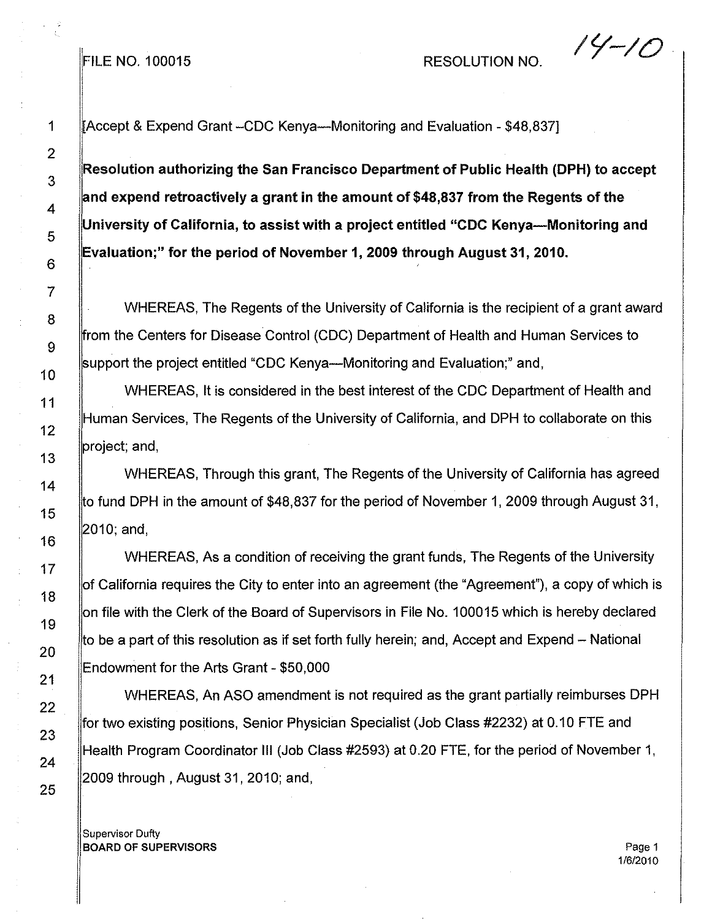FILE NO. 100015 RESOLUTION NO. 14-10

[Accept & Expend Grant –CDC Kenya—Monitoring and Evaluation - $48,837]

**Resolution authorizing the San Francisco Department of Public Health (DPH) to accept and expend retroactively a grant in the amount of $48,837 from the Regents of the University of California, to assist with a project entitled "CDC Kenya—Monitoring and Evaluation;" for the period of November 1, 2009 through August 31, 2010.**

WHEREAS, The Regents of the University of California is the recipient of a grant award from the Centers for Disease Control (CDC) Department of Health and Human Services to support the project entitled "CDC Kenya—Monitoring and Evaluation;" and,

WHEREAS, It is considered in the best interest of the CDC Department of Health and Human Services, The Regents of the University of California, and DPH to collaborate on this project; and,

WHEREAS, Through this grant, The Regents of the University of California has agreed to fund DPH in the amount of $48,837 for the period of November 1, 2009 through August 31, 2010; and,

WHEREAS, As a condition of receiving the grant funds, The Regents of the University of California requires the City to enter into an agreement (the "Agreement"), a copy of which is on file with the Clerk of the Board of Supervisors in File No. 100015 which is hereby declared to be a part of this resolution as if set forth fully herein; and, Accept and Expend – National Endowment for the Arts Grant - $50,000

WHEREAS, An ASO amendment is not required as the grant partially reimburses DPH for two existing positions, Senior Physician Specialist (Job Class #2232) at 0.10 FTE and Health Program Coordinator III (Job Class #2593) at 0.20 FTE, for the period of November 1, 2009 through , August 31, 2010; and,

Supervisor Dufty
**BOARD OF SUPERVISORS**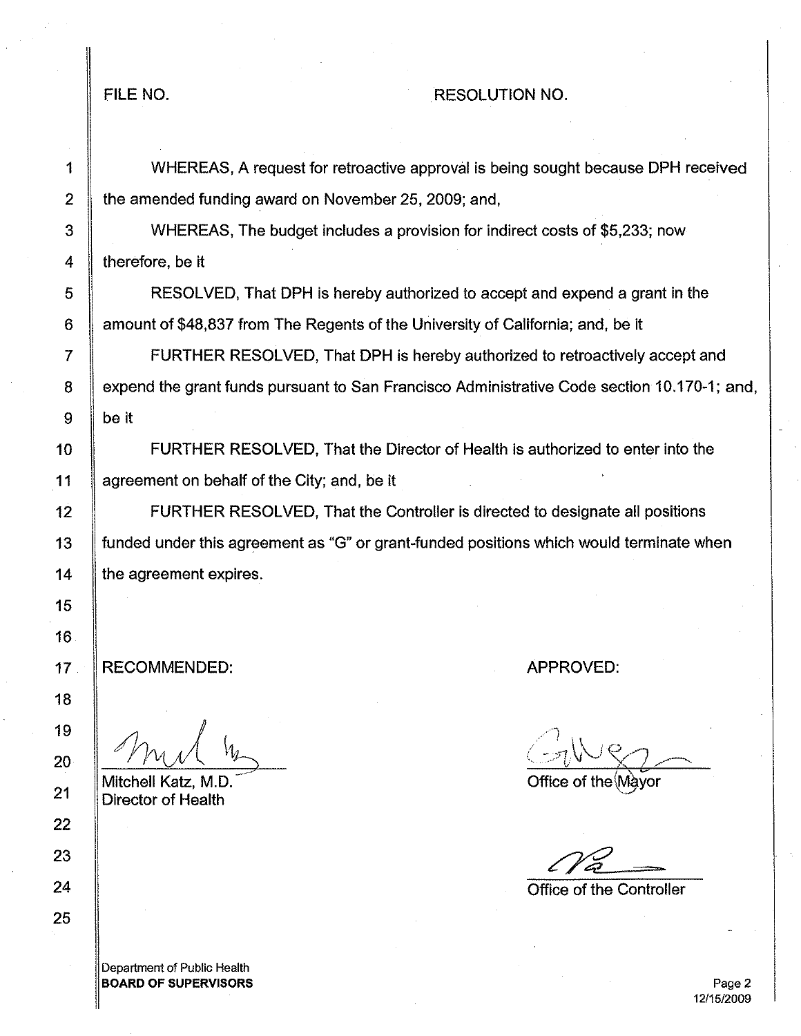FILE NO. RESOLUTION NO.

WHEREAS, A request for retroactive approval is being sought because DPH received the amended funding award on November 25, 2009; and,

WHEREAS, The budget includes a provision for indirect costs of $5,233; now therefore, be it

RESOLVED, That DPH is hereby authorized to accept and expend a grant in the amount of $48,837 from The Regents of the University of California; and, be it

FURTHER RESOLVED, That DPH is hereby authorized to retroactively accept and expend the grant funds pursuant to San Francisco Administrative Code section 10.170-1; and, be it

FURTHER RESOLVED, That the Director of Health is authorized to enter into the agreement on behalf of the City; and, be it

FURTHER RESOLVED, That the Controller is directed to designate all positions funded under this agreement as "G" or grant-funded positions which would terminate when the agreement expires.

RECOMMENDED:

Mitchell Katz, M.D.
Director of Health

APPROVED:

Office of the Mayor

Office of the Controller

Department of Public Health
**BOARD OF SUPERVISORS**

12/15/2009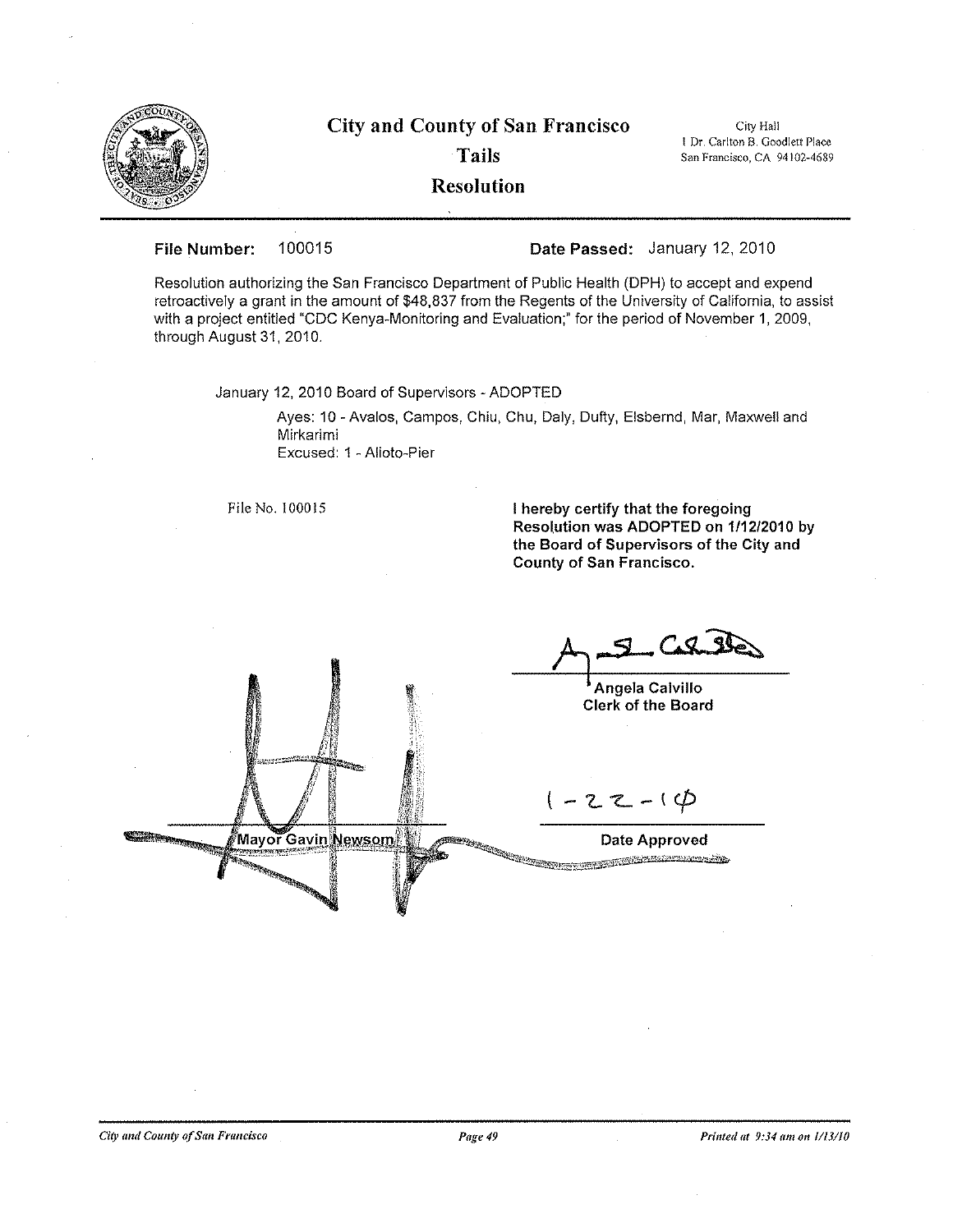# City and County of San Francisco

## Tails

## Resolution

City Hall
1 Dr. Carlton B. Goodlett Place
San Francisco, CA 94102-4689

**File Number:** 100015 **Date Passed:** January 12, 2010

Resolution authorizing the San Francisco Department of Public Health (DPH) to accept and expend retroactively a grant in the amount of $48,837 from the Regents of the University of California, to assist with a project entitled "CDC Kenya-Monitoring and Evaluation;" for the period of November 1, 2009, through August 31, 2010.

January 12, 2010 Board of Supervisors - ADOPTED

Ayes: 10 - Avalos, Campos, Chiu, Chu, Daly, Dufty, Elsbernd, Mar, Maxwell and Mirkarimi
Excused: 1 - Alioto-Pier

File No. 100015

**I hereby certify that the foregoing Resolution was ADOPTED on 1/12/2010 by the Board of Supervisors of the City and County of San Francisco.**

**Angela Calvillo**
**Clerk of the Board**

Mayor Gavin Newsom

1-22-10

**Date Approved**